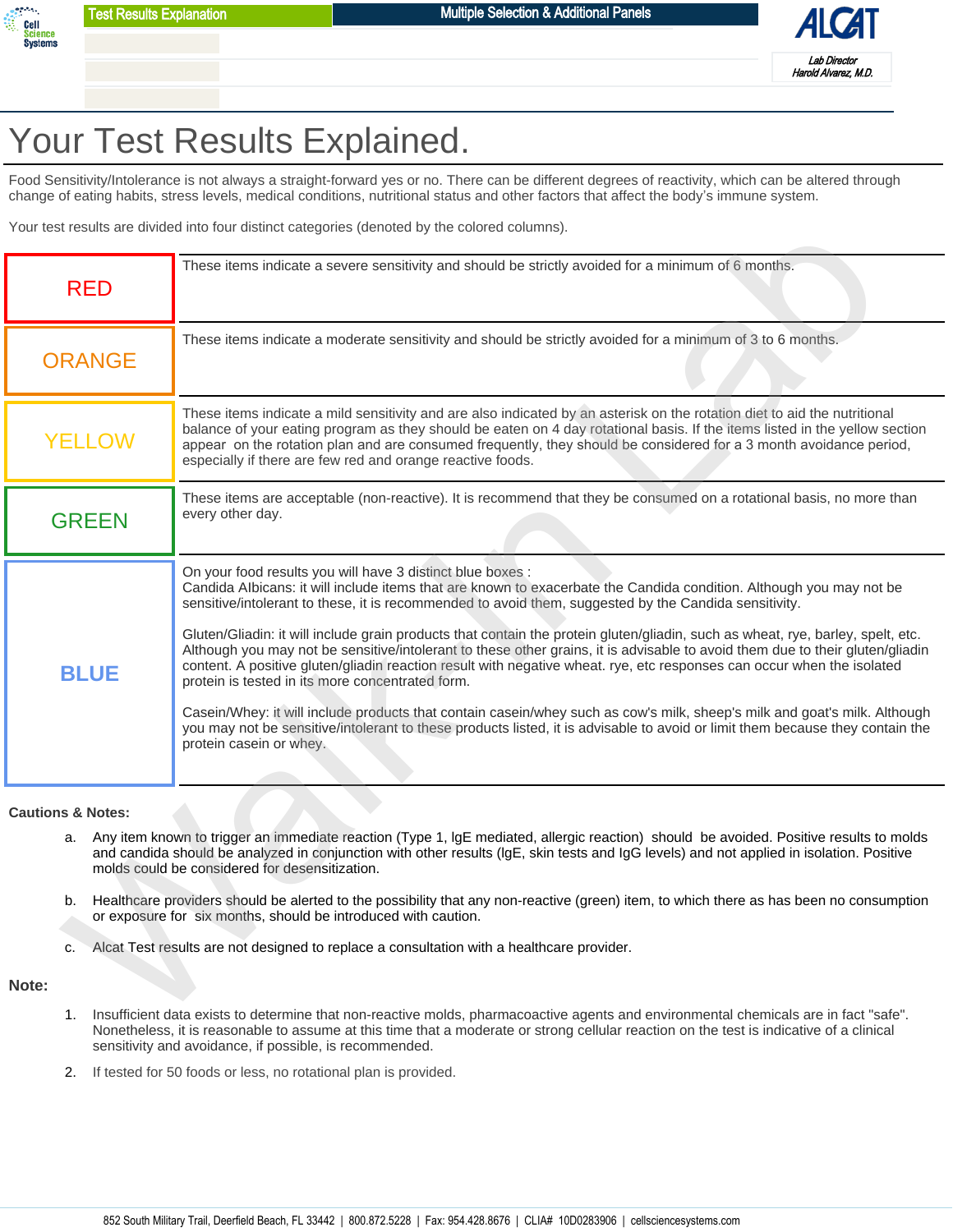Test Results Explanation | Multiple Selection & Additional Panels

ALCAT

Lab Director
Harold Alvarez, M.D.

# Your Test Results Explained.

Food Sensitivity/Intolerance is not always a straight-forward yes or no. There can be different degrees of reactivity, which can be altered through change of eating habits, stress levels, medical conditions, nutritional status and other factors that affect the body's immune system.

Your test results are divided into four distinct categories (denoted by the colored columns).

| Category | Explanation |
| --- | --- |
| RED | These items indicate a severe sensitivity and should be strictly avoided for a minimum of 6 months. |
| ORANGE | These items indicate a moderate sensitivity and should be strictly avoided for a minimum of 3 to 6 months. |
| YELLOW | These items indicate a mild sensitivity and are also indicated by an asterisk on the rotation diet to aid the nutritional balance of your eating program as they should be eaten on 4 day rotational basis. If the items listed in the yellow section appear on the rotation plan and are consumed frequently, they should be considered for a 3 month avoidance period, especially if there are few red and orange reactive foods. |
| GREEN | These items are acceptable (non-reactive). It is recommend that they be consumed on a rotational basis, no more than every other day. |
| BLUE | On your food results you will have 3 distinct blue boxes :<br>Candida Albicans: it will include items that are known to exacerbate the Candida condition. Although you may not be sensitive/intolerant to these, it is recommended to avoid them, suggested by the Candida sensitivity.<br><br>Gluten/Gliadin: it will include grain products that contain the protein gluten/gliadin, such as wheat, rye, barley, spelt, etc. Although you may not be sensitive/intolerant to these other grains, it is advisable to avoid them due to their gluten/gliadin content. A positive gluten/gliadin reaction result with negative wheat. rye, etc responses can occur when the isolated protein is tested in its more concentrated form.<br><br>Casein/Whey: it will include products that contain casein/whey such as cow's milk, sheep's milk and goat's milk. Although you may not be sensitive/intolerant to these products listed, it is advisable to avoid or limit them because they contain the protein casein or whey. |

**Cautions & Notes:**

a. Any item known to trigger an immediate reaction (Type 1, IgE mediated, allergic reaction) should be avoided. Positive results to molds and candida should be analyzed in conjunction with other results (IgE, skin tests and IgG levels) and not applied in isolation. Positive molds could be considered for desensitization.

b. Healthcare providers should be alerted to the possibility that any non-reactive (green) item, to which there as has been no consumption or exposure for six months, should be introduced with caution.

c. Alcat Test results are not designed to replace a consultation with a healthcare provider.

**Note:**

1. Insufficient data exists to determine that non-reactive molds, pharmacoactive agents and environmental chemicals are in fact "safe". Nonetheless, it is reasonable to assume at this time that a moderate or strong cellular reaction on the test is indicative of a clinical sensitivity and avoidance, if possible, is recommended.
2. If tested for 50 foods or less, no rotational plan is provided.

852 South Military Trail, Deerfield Beach, FL 33442 | 800.872.5228 | Fax: 954.428.8676 | CLIA# 10D0283906 | cellsciencesystems.com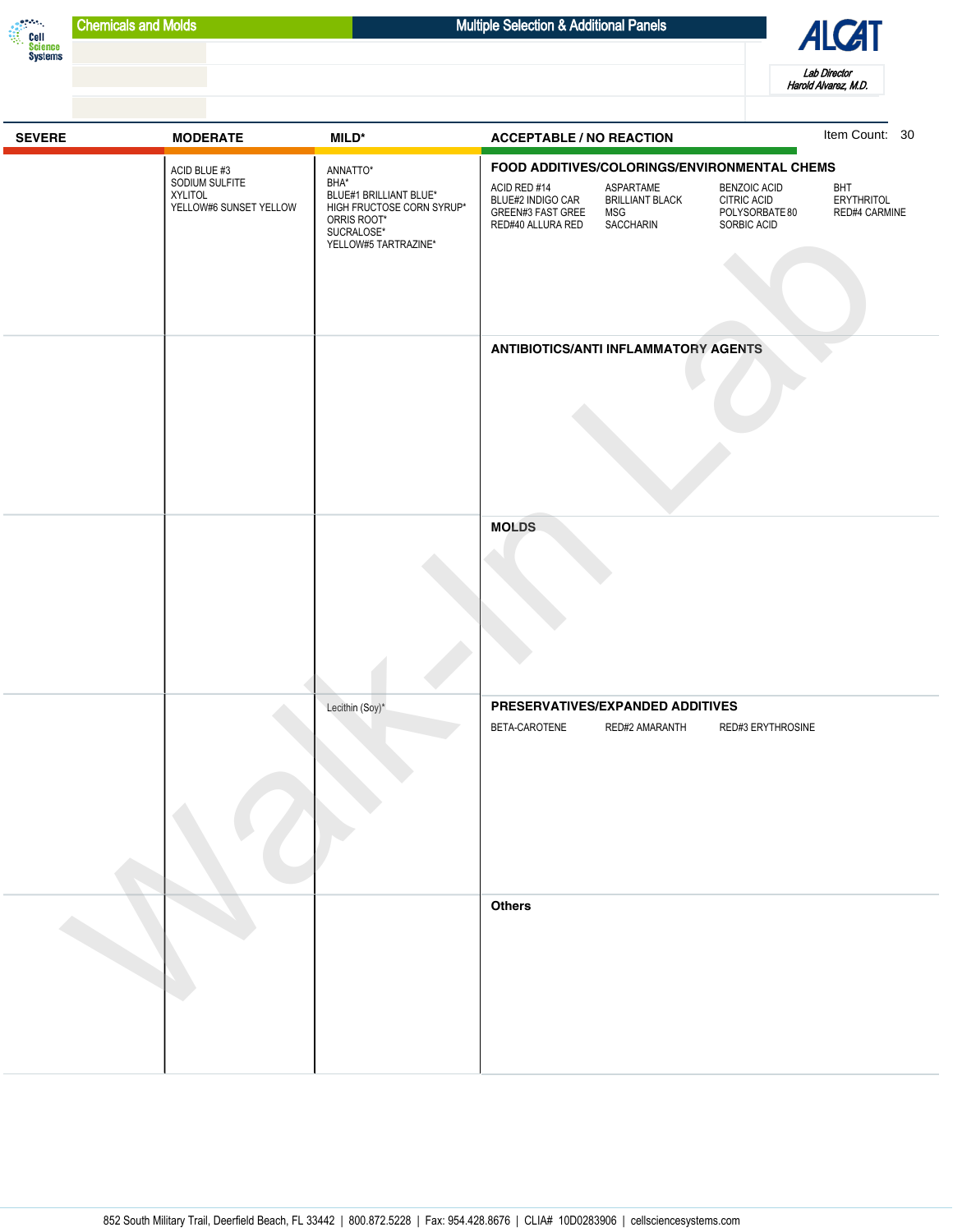Cell Science Systems

**Chemicals and Molds** | **Multiple Selection & Additional Panels**

ALCAT

*Lab Director*
*Harold Alvarez, M.D.*

Item Count: 30

| SEVERE | MODERATE | MILD* | ACCEPTABLE / NO REACTION |
|---|---|---|---|
| | ACID BLUE #3<br>SODIUM SULFITE<br>XYLITOL<br>YELLOW#6 SUNSET YELLOW | ANNATTO*<br>BHA*<br>BLUE#1 BRILLIANT BLUE*<br>HIGH FRUCTOSE CORN SYRUP*<br>ORRIS ROOT*<br>SUCRALOSE*<br>YELLOW#5 TARTRAZINE* | **FOOD ADDITIVES/COLORINGS/ENVIRONMENTAL CHEMS**<br>ACID RED #14, ASPARTAME, BENZOIC ACID, BHT<br>BLUE#2 INDIGO CAR, BRILLIANT BLACK, CITRIC ACID, ERYTHRITOL<br>GREEN#3 FAST GREE, MSG, POLYSORBATE 80, RED#4 CARMINE<br>RED#40 ALLURA RED, SACCHARIN, SORBIC ACID |
| | | | **ANTIBIOTICS/ANTI INFLAMMATORY AGENTS** |
| | | | **MOLDS** |
| | | Lecithin (Soy)* | **PRESERVATIVES/EXPANDED ADDITIVES**<br>BETA-CAROTENE, RED#2 AMARANTH, RED#3 ERYTHROSINE |
| | | | **Others** |

852 South Military Trail, Deerfield Beach, FL 33442 | 800.872.5228 | Fax: 954.428.8676 | CLIA# 10D0283906 | cellsciencesystems.com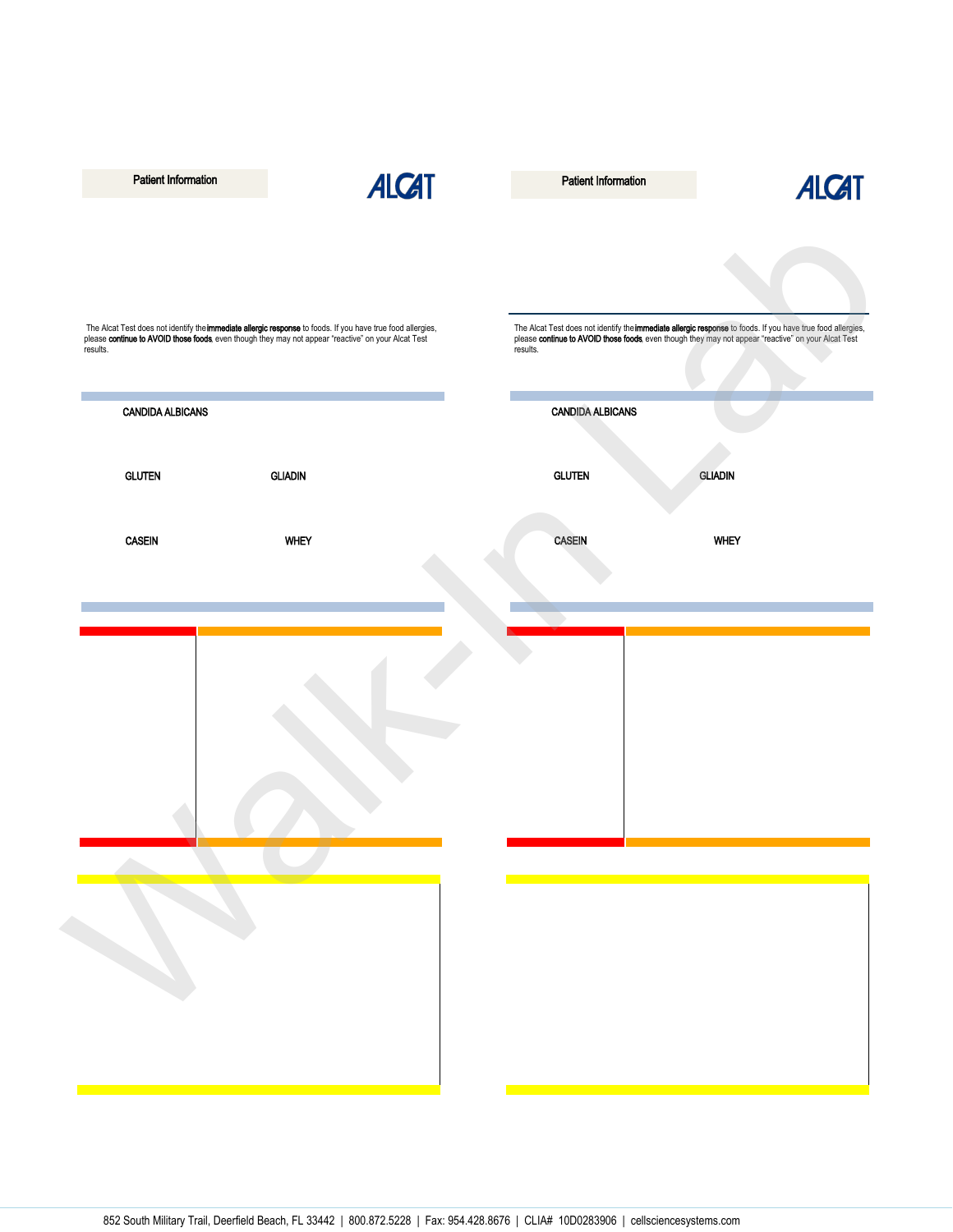Patient Information

ALCAT

The Alcat Test does not identify the **immediate allergic response** to foods. If you have true food allergies, please **continue to AVOID those foods**, even though they may not appear "reactive" on your Alcat Test results.

CANDIDA ALBICANS

GLUTEN

GLIADIN

CASEIN

WHEY

Patient Information

ALCAT

The Alcat Test does not identify the **immediate allergic response** to foods. If you have true food allergies, please **continue to AVOID those foods**, even though they may not appear "reactive" on your Alcat Test results.

CANDIDA ALBICANS

GLUTEN

GLIADIN

CASEIN

WHEY

Walk-In Lab

852 South Military Trail, Deerfield Beach, FL 33442 | 800.872.5228 | Fax: 954.428.8676 | CLIA# 10D0283906 | cellsciencesystems.com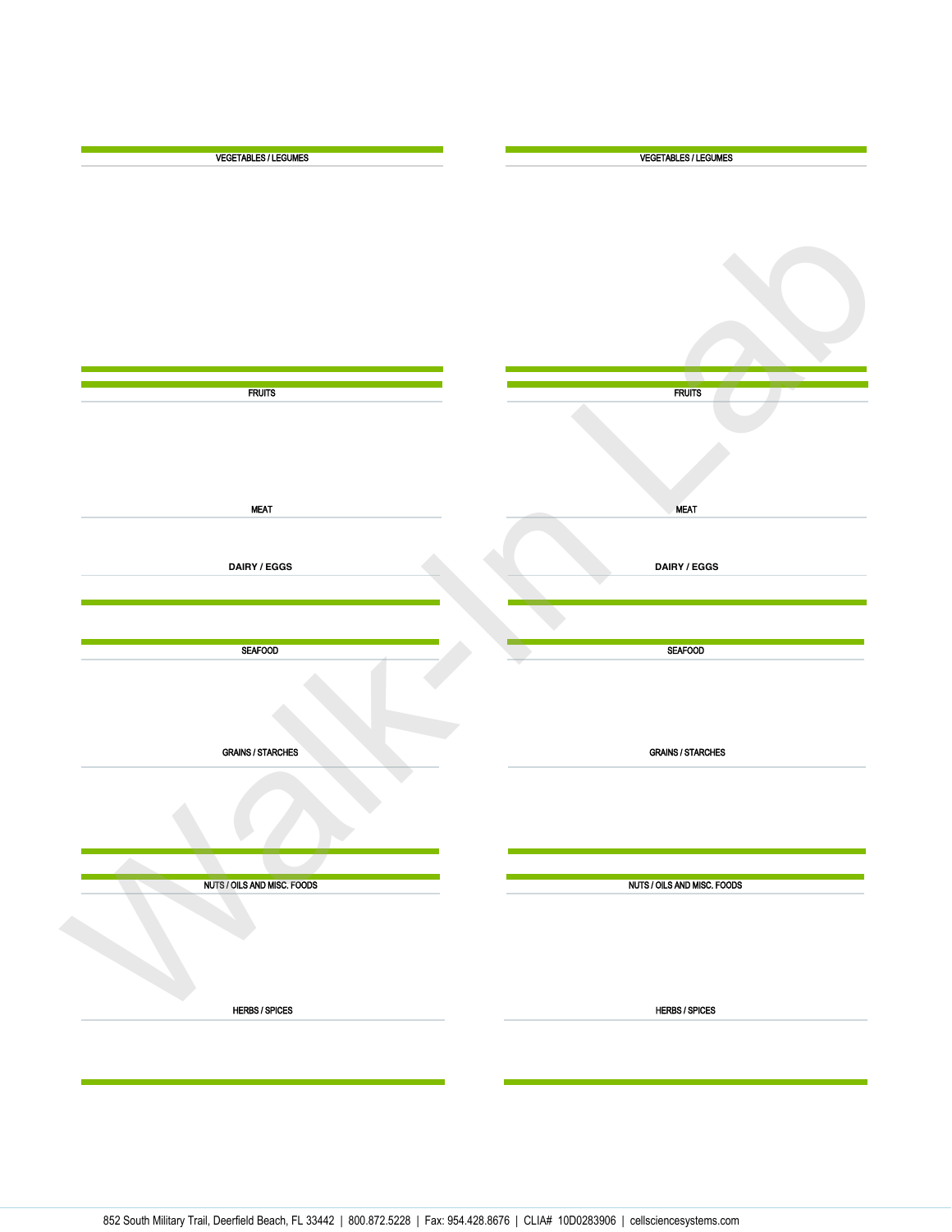VEGETABLES / LEGUMES

FRUITS

MEAT

DAIRY / EGGS

SEAFOOD

GRAINS / STARCHES

NUTS / OILS AND MISC. FOODS

HERBS / SPICES

VEGETABLES / LEGUMES

FRUITS

MEAT

DAIRY / EGGS

SEAFOOD

GRAINS / STARCHES

NUTS / OILS AND MISC. FOODS

HERBS / SPICES

Walk-In Lab

852 South Military Trail, Deerfield Beach, FL 33442 | 800.872.5228 | Fax: 954.428.8676 | CLIA# 10D0283906 | cellsciencesystems.com